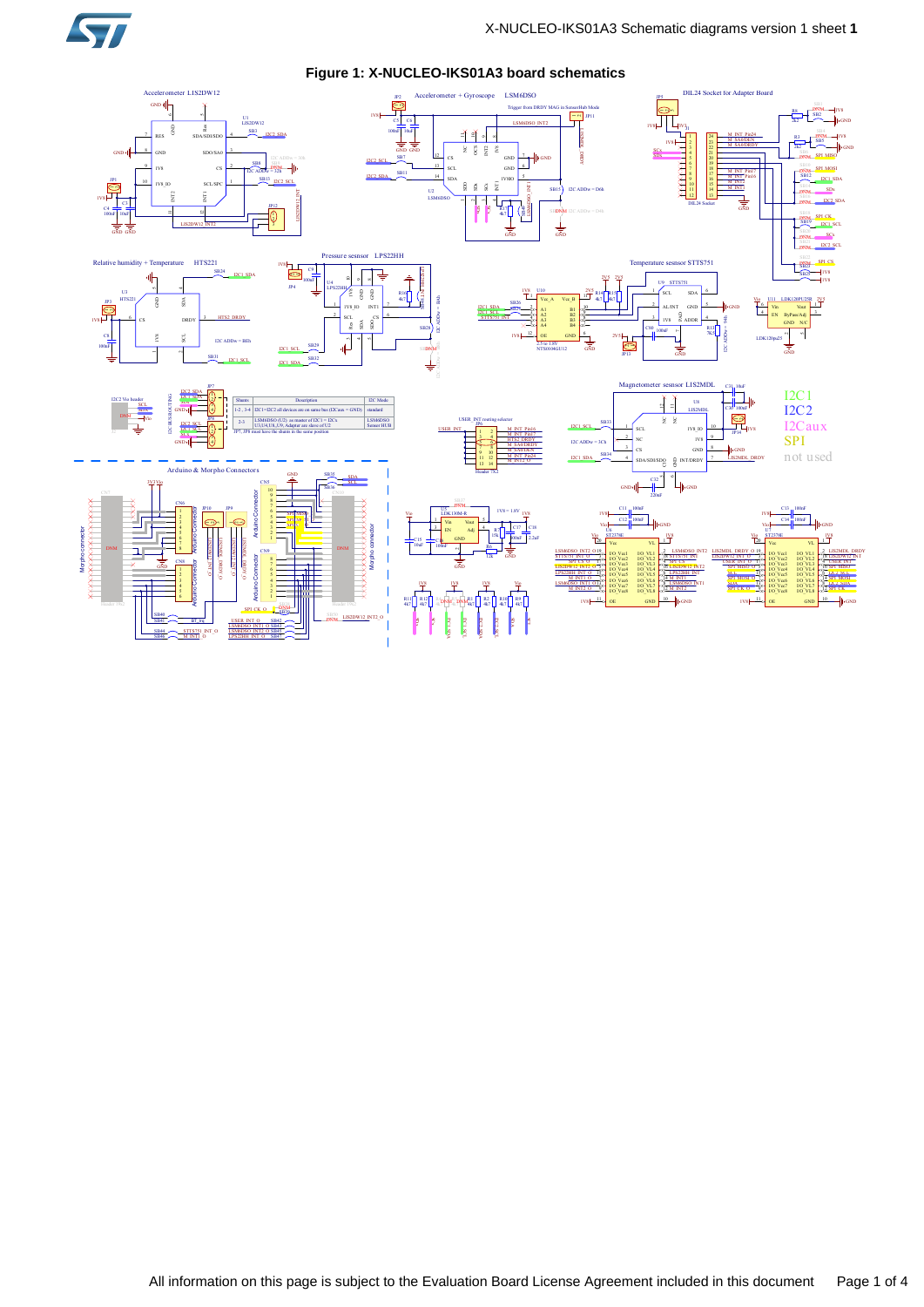# Figure 1: X-NUCLEO-IKS01A3 board schematics

Accelerometer LIS2DW12

Accelerometer + Gyroscope LSM6DSO

DIL24 Socket for Adapter Board

Relative humidity + Temperature HTS221

Pressure sensor LPS22HH

Temperature sensor STTS751

Magnetometer sensor LIS2MDL

| Shunts | Description | I2C Mode |
|---|---|---|
| 1-2 , 3-4 | I2C1=I2C2 all devices are on same bus (I2Caux = GND) | standard |
| 2-3 | LSM6DSO (U2) as master of I2C1 = I2Cx U3,U4,U6,U9, Adapter are slave of U2 | LSM6DSO Sensor HUB |
| JP7, JP8 must have the shunts in the same position | | |

I2C1
I2C2
I2Caux
SPI
not used

Arduino & Morpho Connectors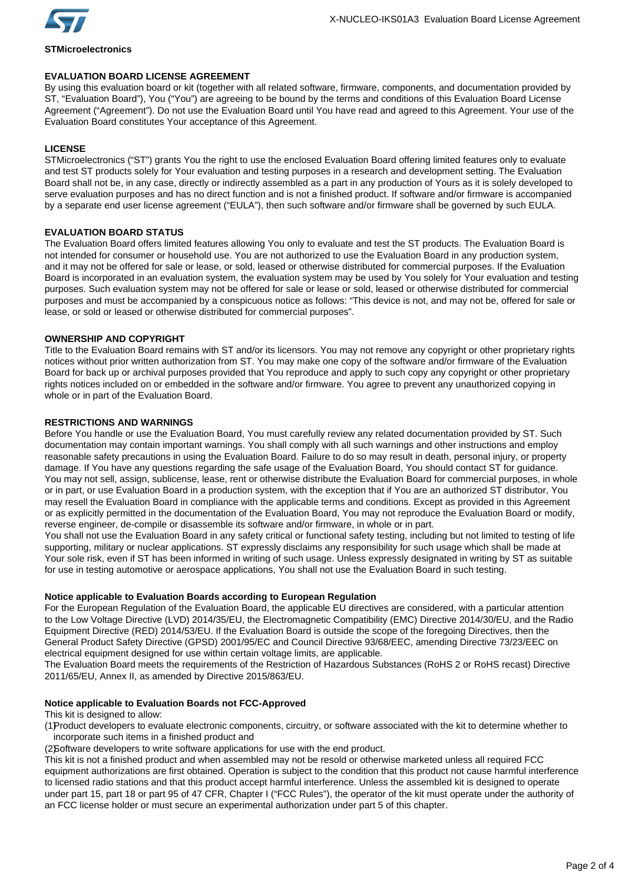**STMicroelectronics**

## EVALUATION BOARD LICENSE AGREEMENT

By using this evaluation board or kit (together with all related software, firmware, components, and documentation provided by ST, “Evaluation Board”), You (“You”) are agreeing to be bound by the terms and conditions of this Evaluation Board License Agreement (“Agreement”). Do not use the Evaluation Board until You have read and agreed to this Agreement. Your use of the Evaluation Board constitutes Your acceptance of this Agreement.

### LICENSE

STMicroelectronics (“ST”) grants You the right to use the enclosed Evaluation Board offering limited features only to evaluate and test ST products solely for Your evaluation and testing purposes in a research and development setting. The Evaluation Board shall not be, in any case, directly or indirectly assembled as a part in any production of Yours as it is solely developed to serve evaluation purposes and has no direct function and is not a finished product. If software and/or firmware is accompanied by a separate end user license agreement (“EULA”), then such software and/or firmware shall be governed by such EULA.

### EVALUATION BOARD STATUS

The Evaluation Board offers limited features allowing You only to evaluate and test the ST products. The Evaluation Board is not intended for consumer or household use. You are not authorized to use the Evaluation Board in any production system, and it may not be offered for sale or lease, or sold, leased or otherwise distributed for commercial purposes. If the Evaluation Board is incorporated in an evaluation system, the evaluation system may be used by You solely for Your evaluation and testing purposes. Such evaluation system may not be offered for sale or lease or sold, leased or otherwise distributed for commercial purposes and must be accompanied by a conspicuous notice as follows: “This device is not, and may not be, offered for sale or lease, or sold or leased or otherwise distributed for commercial purposes”.

### OWNERSHIP AND COPYRIGHT

Title to the Evaluation Board remains with ST and/or its licensors. You may not remove any copyright or other proprietary rights notices without prior written authorization from ST. You may make one copy of the software and/or firmware of the Evaluation Board for back up or archival purposes provided that You reproduce and apply to such copy any copyright or other proprietary rights notices included on or embedded in the software and/or firmware. You agree to prevent any unauthorized copying in whole or in part of the Evaluation Board.

### RESTRICTIONS AND WARNINGS

Before You handle or use the Evaluation Board, You must carefully review any related documentation provided by ST. Such documentation may contain important warnings. You shall comply with all such warnings and other instructions and employ reasonable safety precautions in using the Evaluation Board. Failure to do so may result in death, personal injury, or property damage. If You have any questions regarding the safe usage of the Evaluation Board, You should contact ST for guidance. You may not sell, assign, sublicense, lease, rent or otherwise distribute the Evaluation Board for commercial purposes, in whole or in part, or use Evaluation Board in a production system, with the exception that if You are an authorized ST distributor, You may resell the Evaluation Board in compliance with the applicable terms and conditions. Except as provided in this Agreement or as explicitly permitted in the documentation of the Evaluation Board, You may not reproduce the Evaluation Board or modify, reverse engineer, de-compile or disassemble its software and/or firmware, in whole or in part.

You shall not use the Evaluation Board in any safety critical or functional safety testing, including but not limited to testing of life supporting, military or nuclear applications. ST expressly disclaims any responsibility for such usage which shall be made at Your sole risk, even if ST has been informed in writing of such usage. Unless expressly designated in writing by ST as suitable for use in testing automotive or aerospace applications, You shall not use the Evaluation Board in such testing.

### Notice applicable to Evaluation Boards according to European Regulation

For the European Regulation of the Evaluation Board, the applicable EU directives are considered, with a particular attention to the Low Voltage Directive (LVD) 2014/35/EU, the Electromagnetic Compatibility (EMC) Directive 2014/30/EU, and the Radio Equipment Directive (RED) 2014/53/EU. If the Evaluation Board is outside the scope of the foregoing Directives, then the General Product Safety Directive (GPSD) 2001/95/EC and Council Directive 93/68/EEC, amending Directive 73/23/EEC on electrical equipment designed for use within certain voltage limits, are applicable.

The Evaluation Board meets the requirements of the Restriction of Hazardous Substances (RoHS 2 or RoHS recast) Directive 2011/65/EU, Annex II, as amended by Directive 2015/863/EU.

### Notice applicable to Evaluation Boards not FCC-Approved

This kit is designed to allow:

(1) Product developers to evaluate electronic components, circuitry, or software associated with the kit to determine whether to incorporate such items in a finished product and

(2) Software developers to write software applications for use with the end product.

This kit is not a finished product and when assembled may not be resold or otherwise marketed unless all required FCC equipment authorizations are first obtained. Operation is subject to the condition that this product not cause harmful interference to licensed radio stations and that this product accept harmful interference. Unless the assembled kit is designed to operate under part 15, part 18 or part 95 of 47 CFR, Chapter I (“FCC Rules”), the operator of the kit must operate under the authority of an FCC license holder or must secure an experimental authorization under part 5 of this chapter.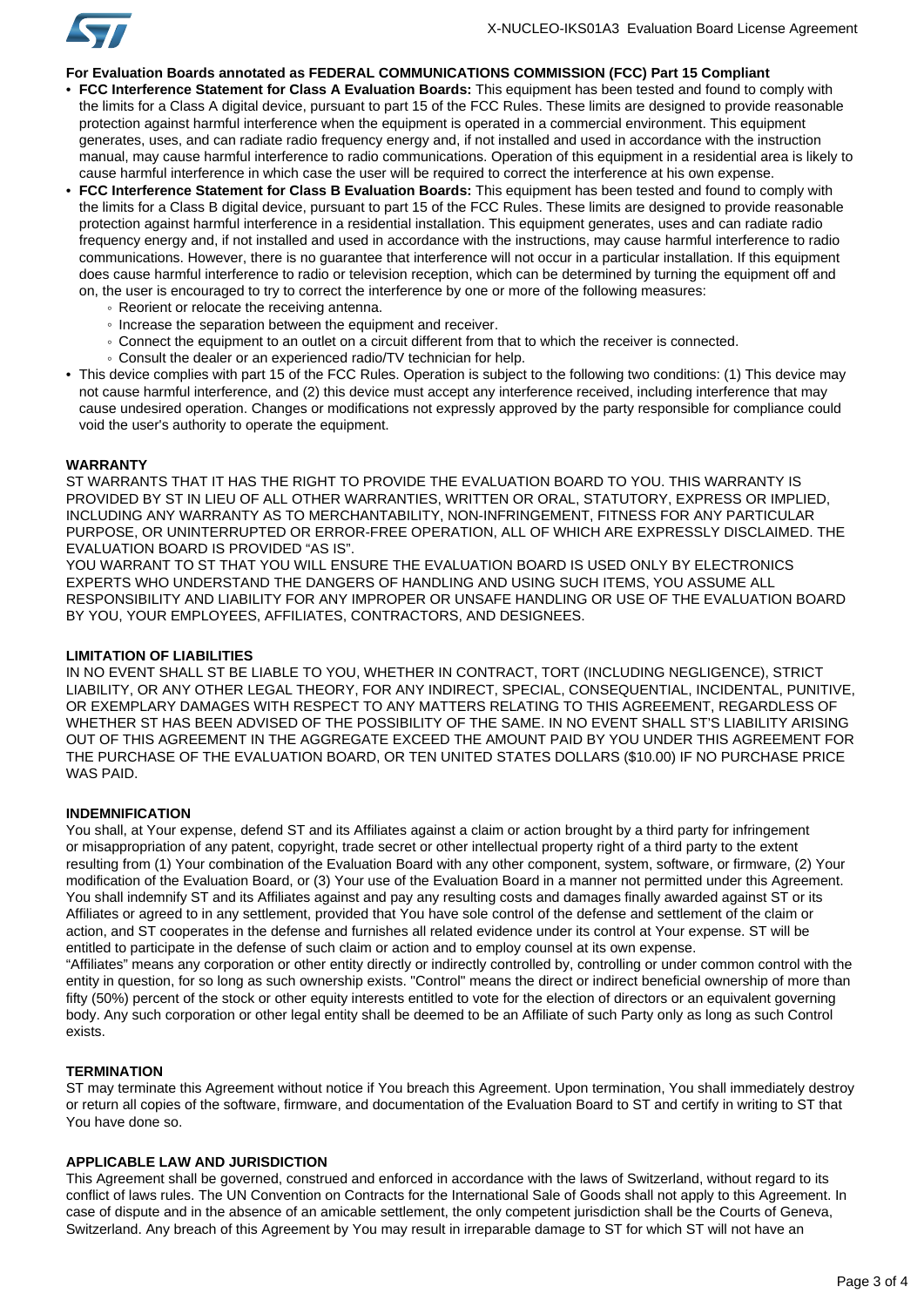**For Evaluation Boards annotated as FEDERAL COMMUNICATIONS COMMISSION (FCC) Part 15 Compliant**

- **FCC Interference Statement for Class A Evaluation Boards:** This equipment has been tested and found to comply with the limits for a Class A digital device, pursuant to part 15 of the FCC Rules. These limits are designed to provide reasonable protection against harmful interference when the equipment is operated in a commercial environment. This equipment generates, uses, and can radiate radio frequency energy and, if not installed and used in accordance with the instruction manual, may cause harmful interference to radio communications. Operation of this equipment in a residential area is likely to cause harmful interference in which case the user will be required to correct the interference at his own expense.
- **FCC Interference Statement for Class B Evaluation Boards:** This equipment has been tested and found to comply with the limits for a Class B digital device, pursuant to part 15 of the FCC Rules. These limits are designed to provide reasonable protection against harmful interference in a residential installation. This equipment generates, uses and can radiate radio frequency energy and, if not installed and used in accordance with the instructions, may cause harmful interference to radio communications. However, there is no guarantee that interference will not occur in a particular installation. If this equipment does cause harmful interference to radio or television reception, which can be determined by turning the equipment off and on, the user is encouraged to try to correct the interference by one or more of the following measures:
  - Reorient or relocate the receiving antenna.
  - Increase the separation between the equipment and receiver.
  - Connect the equipment to an outlet on a circuit different from that to which the receiver is connected.
  - Consult the dealer or an experienced radio/TV technician for help.
- This device complies with part 15 of the FCC Rules. Operation is subject to the following two conditions: (1) This device may not cause harmful interference, and (2) this device must accept any interference received, including interference that may cause undesired operation. Changes or modifications not expressly approved by the party responsible for compliance could void the user's authority to operate the equipment.

**WARRANTY**

ST WARRANTS THAT IT HAS THE RIGHT TO PROVIDE THE EVALUATION BOARD TO YOU. THIS WARRANTY IS PROVIDED BY ST IN LIEU OF ALL OTHER WARRANTIES, WRITTEN OR ORAL, STATUTORY, EXPRESS OR IMPLIED, INCLUDING ANY WARRANTY AS TO MERCHANTABILITY, NON-INFRINGEMENT, FITNESS FOR ANY PARTICULAR PURPOSE, OR UNINTERRUPTED OR ERROR-FREE OPERATION, ALL OF WHICH ARE EXPRESSLY DISCLAIMED. THE EVALUATION BOARD IS PROVIDED "AS IS".

YOU WARRANT TO ST THAT YOU WILL ENSURE THE EVALUATION BOARD IS USED ONLY BY ELECTRONICS EXPERTS WHO UNDERSTAND THE DANGERS OF HANDLING AND USING SUCH ITEMS, YOU ASSUME ALL RESPONSIBILITY AND LIABILITY FOR ANY IMPROPER OR UNSAFE HANDLING OR USE OF THE EVALUATION BOARD BY YOU, YOUR EMPLOYEES, AFFILIATES, CONTRACTORS, AND DESIGNEES.

**LIMITATION OF LIABILITIES**

IN NO EVENT SHALL ST BE LIABLE TO YOU, WHETHER IN CONTRACT, TORT (INCLUDING NEGLIGENCE), STRICT LIABILITY, OR ANY OTHER LEGAL THEORY, FOR ANY INDIRECT, SPECIAL, CONSEQUENTIAL, INCIDENTAL, PUNITIVE, OR EXEMPLARY DAMAGES WITH RESPECT TO ANY MATTERS RELATING TO THIS AGREEMENT, REGARDLESS OF WHETHER ST HAS BEEN ADVISED OF THE POSSIBILITY OF THE SAME. IN NO EVENT SHALL ST'S LIABILITY ARISING OUT OF THIS AGREEMENT IN THE AGGREGATE EXCEED THE AMOUNT PAID BY YOU UNDER THIS AGREEMENT FOR THE PURCHASE OF THE EVALUATION BOARD, OR TEN UNITED STATES DOLLARS ($10.00) IF NO PURCHASE PRICE WAS PAID.

**INDEMNIFICATION**

You shall, at Your expense, defend ST and its Affiliates against a claim or action brought by a third party for infringement or misappropriation of any patent, copyright, trade secret or other intellectual property right of a third party to the extent resulting from (1) Your combination of the Evaluation Board with any other component, system, software, or firmware, (2) Your modification of the Evaluation Board, or (3) Your use of the Evaluation Board in a manner not permitted under this Agreement. You shall indemnify ST and its Affiliates against and pay any resulting costs and damages finally awarded against ST or its Affiliates or agreed to in any settlement, provided that You have sole control of the defense and settlement of the claim or action, and ST cooperates in the defense and furnishes all related evidence under its control at Your expense. ST will be entitled to participate in the defense of such claim or action and to employ counsel at its own expense.

"Affiliates" means any corporation or other entity directly or indirectly controlled by, controlling or under common control with the entity in question, for so long as such ownership exists. "Control" means the direct or indirect beneficial ownership of more than fifty (50%) percent of the stock or other equity interests entitled to vote for the election of directors or an equivalent governing body. Any such corporation or other legal entity shall be deemed to be an Affiliate of such Party only as long as such Control exists.

**TERMINATION**

ST may terminate this Agreement without notice if You breach this Agreement. Upon termination, You shall immediately destroy or return all copies of the software, firmware, and documentation of the Evaluation Board to ST and certify in writing to ST that You have done so.

**APPLICABLE LAW AND JURISDICTION**

This Agreement shall be governed, construed and enforced in accordance with the laws of Switzerland, without regard to its conflict of laws rules. The UN Convention on Contracts for the International Sale of Goods shall not apply to this Agreement. In case of dispute and in the absence of an amicable settlement, the only competent jurisdiction shall be the Courts of Geneva, Switzerland. Any breach of this Agreement by You may result in irreparable damage to ST for which ST will not have an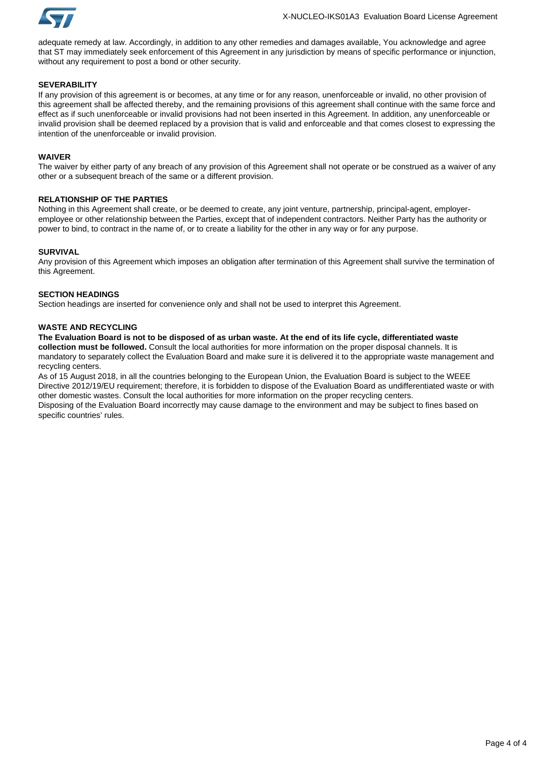adequate remedy at law. Accordingly, in addition to any other remedies and damages available, You acknowledge and agree that ST may immediately seek enforcement of this Agreement in any jurisdiction by means of specific performance or injunction, without any requirement to post a bond or other security.

**SEVERABILITY**

If any provision of this agreement is or becomes, at any time or for any reason, unenforceable or invalid, no other provision of this agreement shall be affected thereby, and the remaining provisions of this agreement shall continue with the same force and effect as if such unenforceable or invalid provisions had not been inserted in this Agreement. In addition, any unenforceable or invalid provision shall be deemed replaced by a provision that is valid and enforceable and that comes closest to expressing the intention of the unenforceable or invalid provision.

**WAIVER**

The waiver by either party of any breach of any provision of this Agreement shall not operate or be construed as a waiver of any other or a subsequent breach of the same or a different provision.

**RELATIONSHIP OF THE PARTIES**

Nothing in this Agreement shall create, or be deemed to create, any joint venture, partnership, principal-agent, employer-employee or other relationship between the Parties, except that of independent contractors. Neither Party has the authority or power to bind, to contract in the name of, or to create a liability for the other in any way or for any purpose.

**SURVIVAL**

Any provision of this Agreement which imposes an obligation after termination of this Agreement shall survive the termination of this Agreement.

**SECTION HEADINGS**

Section headings are inserted for convenience only and shall not be used to interpret this Agreement.

**WASTE AND RECYCLING**

**The Evaluation Board is not to be disposed of as urban waste. At the end of its life cycle, differentiated waste collection must be followed.** Consult the local authorities for more information on the proper disposal channels. It is mandatory to separately collect the Evaluation Board and make sure it is delivered it to the appropriate waste management and recycling centers.
As of 15 August 2018, in all the countries belonging to the European Union, the Evaluation Board is subject to the WEEE Directive 2012/19/EU requirement; therefore, it is forbidden to dispose of the Evaluation Board as undifferentiated waste or with other domestic wastes. Consult the local authorities for more information on the proper recycling centers.
Disposing of the Evaluation Board incorrectly may cause damage to the environment and may be subject to fines based on specific countries' rules.